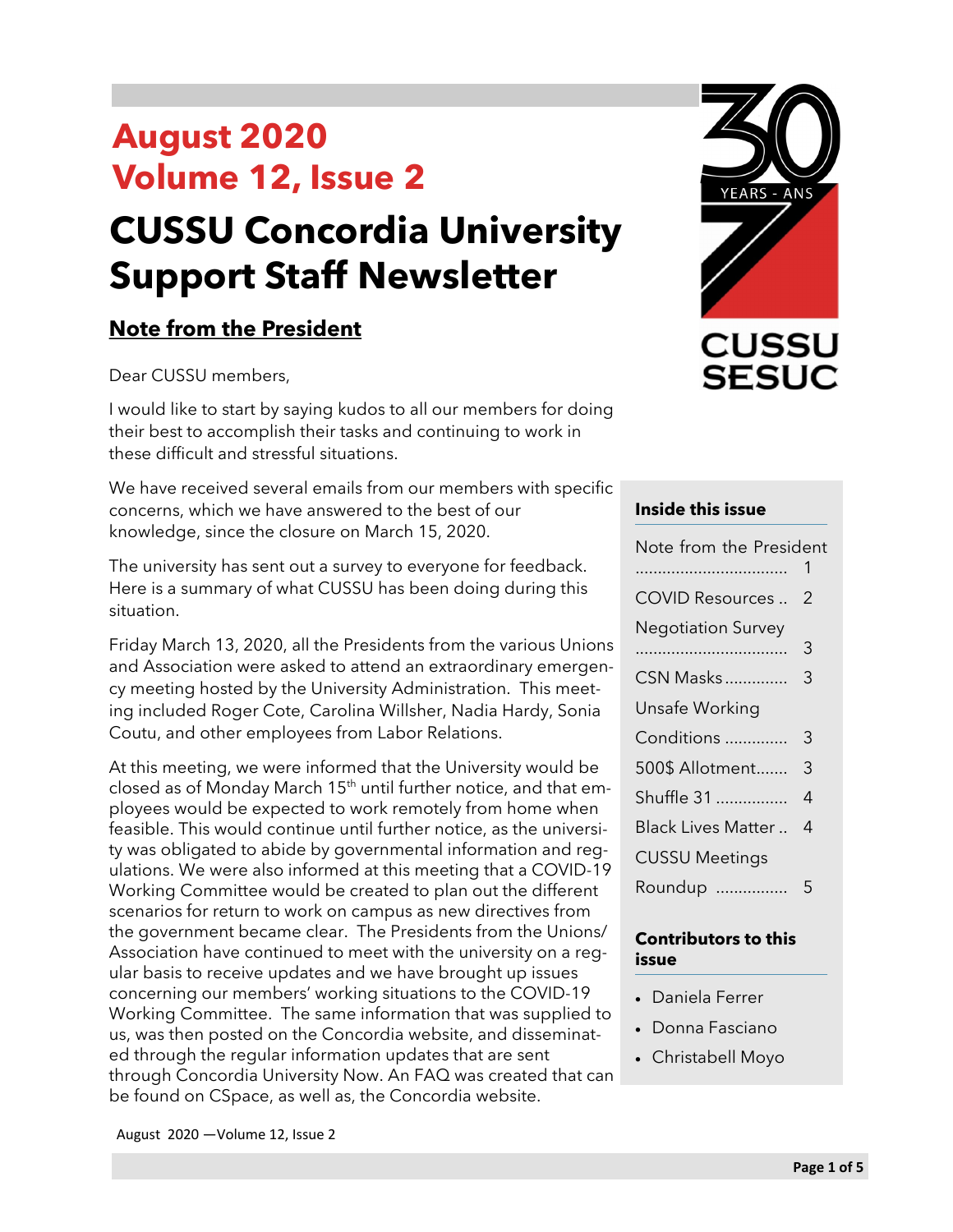# August 2020
# Volume 12, Issue 2

# CUSSU Concordia University Support Staff Newsletter

CUSSU SESUC

## Note from the President

Dear CUSSU members,

I would like to start by saying kudos to all our members for doing their best to accomplish their tasks and continuing to work in these difficult and stressful situations.

We have received several emails from our members with specific concerns, which we have answered to the best of our knowledge, since the closure on March 15, 2020.

The university has sent out a survey to everyone for feedback. Here is a summary of what CUSSU has been doing during this situation.

Friday March 13, 2020, all the Presidents from the various Unions and Association were asked to attend an extraordinary emergency meeting hosted by the University Administration. This meeting included Roger Cote, Carolina Willsher, Nadia Hardy, Sonia Coutu, and other employees from Labor Relations.

At this meeting, we were informed that the University would be closed as of Monday March 15th until further notice, and that employees would be expected to work remotely from home when feasible. This would continue until further notice, as the university was obligated to abide by governmental information and regulations. We were also informed at this meeting that a COVID-19 Working Committee would be created to plan out the different scenarios for return to work on campus as new directives from the government became clear. The Presidents from the Unions/Association have continued to meet with the university on a regular basis to receive updates and we have brought up issues concerning our members' working situations to the COVID-19 Working Committee. The same information that was supplied to us, was then posted on the Concordia website, and disseminated through the regular information updates that are sent through Concordia University Now. An FAQ was created that can be found on CSpace, as well as, the Concordia website.

**Inside this issue**

| | |
|---|---|
| Note from the President | 1 |
| COVID Resources | 2 |
| Negotiation Survey | 3 |
| CSN Masks | 3 |
| Unsafe Working Conditions | 3 |
| 500$ Allotment | 3 |
| Shuffle 31 | 4 |
| Black Lives Matter | 4 |
| CUSSU Meetings Roundup | 5 |

**Contributors to this issue**

- Daniela Ferrer
- Donna Fasciano
- Christabell Moyo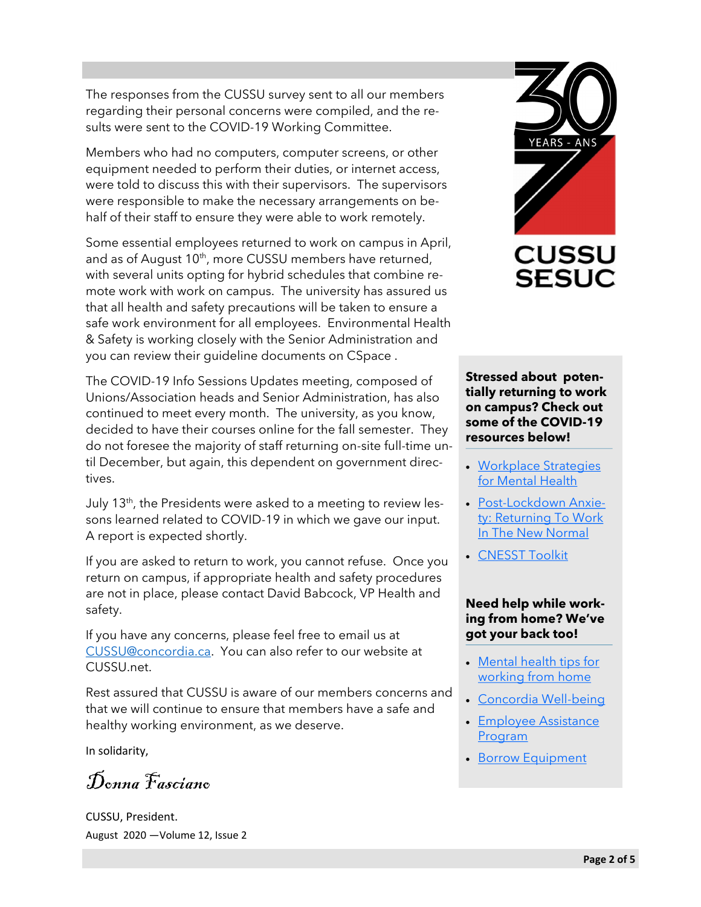The responses from the CUSSU survey sent to all our members regarding their personal concerns were compiled, and the results were sent to the COVID-19 Working Committee.

Members who had no computers, computer screens, or other equipment needed to perform their duties, or internet access, were told to discuss this with their supervisors. The supervisors were responsible to make the necessary arrangements on behalf of their staff to ensure they were able to work remotely.

Some essential employees returned to work on campus in April, and as of August 10th, more CUSSU members have returned, with several units opting for hybrid schedules that combine remote work with work on campus. The university has assured us that all health and safety precautions will be taken to ensure a safe work environment for all employees. Environmental Health & Safety is working closely with the Senior Administration and you can review their guideline documents on CSpace .

The COVID-19 Info Sessions Updates meeting, composed of Unions/Association heads and Senior Administration, has also continued to meet every month. The university, as you know, decided to have their courses online for the fall semester. They do not foresee the majority of staff returning on-site full-time until December, but again, this dependent on government directives.

July 13th, the Presidents were asked to a meeting to review lessons learned related to COVID-19 in which we gave our input. A report is expected shortly.

If you are asked to return to work, you cannot refuse. Once you return on campus, if appropriate health and safety procedures are not in place, please contact David Babcock, VP Health and safety.

If you have any concerns, please feel free to email us at CUSSU@concordia.ca. You can also refer to our website at CUSSU.net.

Rest assured that CUSSU is aware of our members concerns and that we will continue to ensure that members have a safe and healthy working environment, as we deserve.

In solidarity,

*Donna Fasciano*

CUSSU, President.

**Stressed about potentially returning to work on campus? Check out some of the COVID-19 resources below!**

- Workplace Strategies for Mental Health
- Post-Lockdown Anxiety: Returning To Work In The New Normal
- CNESST Toolkit

**Need help while working from home? We've got your back too!**

- Mental health tips for working from home
- Concordia Well-being
- Employee Assistance Program
- Borrow Equipment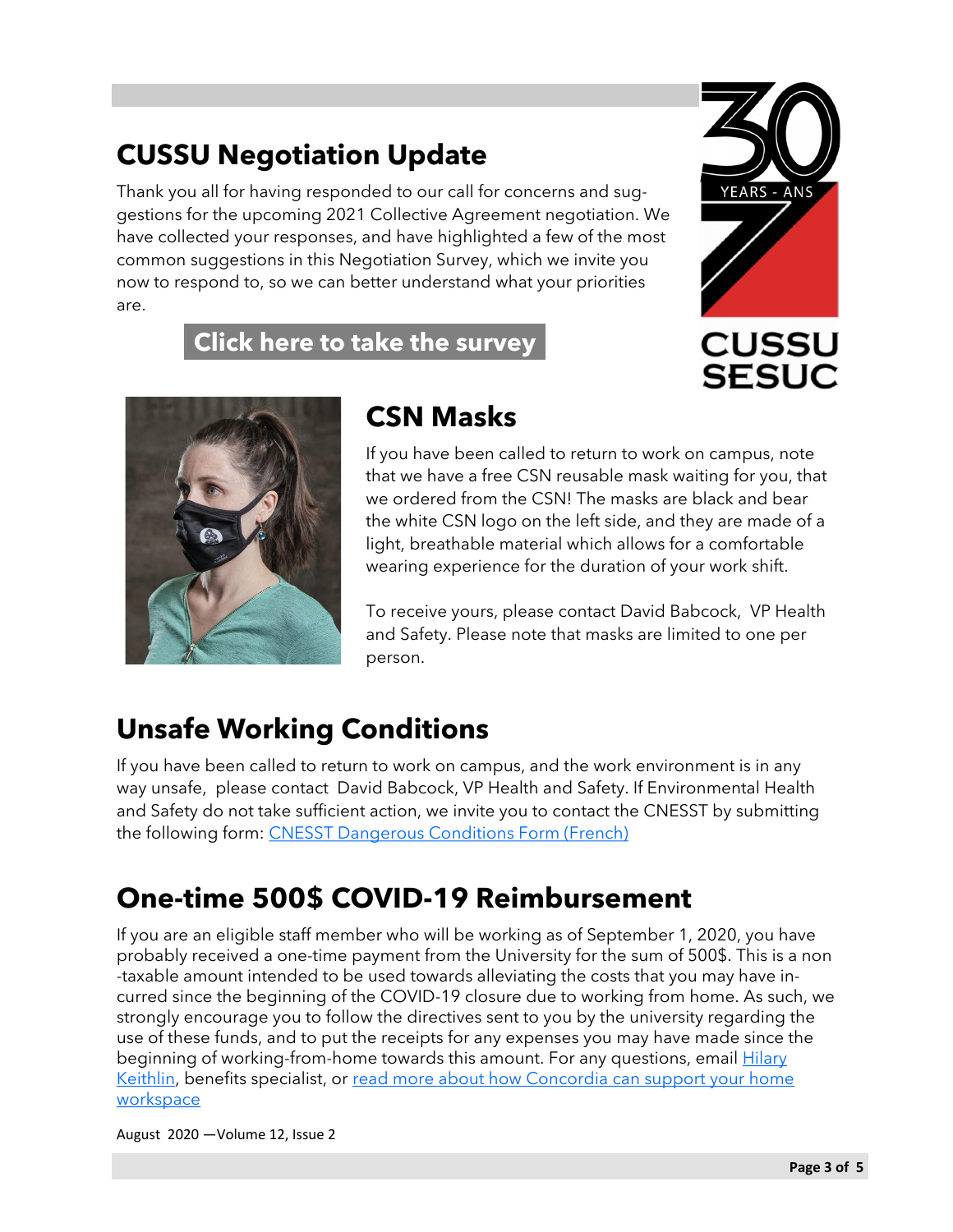## CUSSU Negotiation Update

Thank you all for having responded to our call for concerns and suggestions for the upcoming 2021 Collective Agreement negotiation. We have collected your responses, and have highlighted a few of the most common suggestions in this Negotiation Survey, which we invite you now to respond to, so we can better understand what your priorities are.

**Click here to take the survey**

## CSN Masks

If you have been called to return to work on campus, note that we have a free CSN reusable mask waiting for you, that we ordered from the CSN! The masks are black and bear the white CSN logo on the left side, and they are made of a light, breathable material which allows for a comfortable wearing experience for the duration of your work shift.

To receive yours, please contact David Babcock, VP Health and Safety. Please note that masks are limited to one per person.

## Unsafe Working Conditions

If you have been called to return to work on campus, and the work environment is in any way unsafe, please contact David Babcock, VP Health and Safety. If Environmental Health and Safety do not take sufficient action, we invite you to contact the CNESST by submitting the following form: CNESST Dangerous Conditions Form (French)

## One-time 500$ COVID-19 Reimbursement

If you are an eligible staff member who will be working as of September 1, 2020, you have probably received a one-time payment from the University for the sum of 500$. This is a non-taxable amount intended to be used towards alleviating the costs that you may have incurred since the beginning of the COVID-19 closure due to working from home. As such, we strongly encourage you to follow the directives sent to you by the university regarding the use of these funds, and to put the receipts for any expenses you may have made since the beginning of working-from-home towards this amount. For any questions, email Hilary Keithlin, benefits specialist, or read more about how Concordia can support your home workspace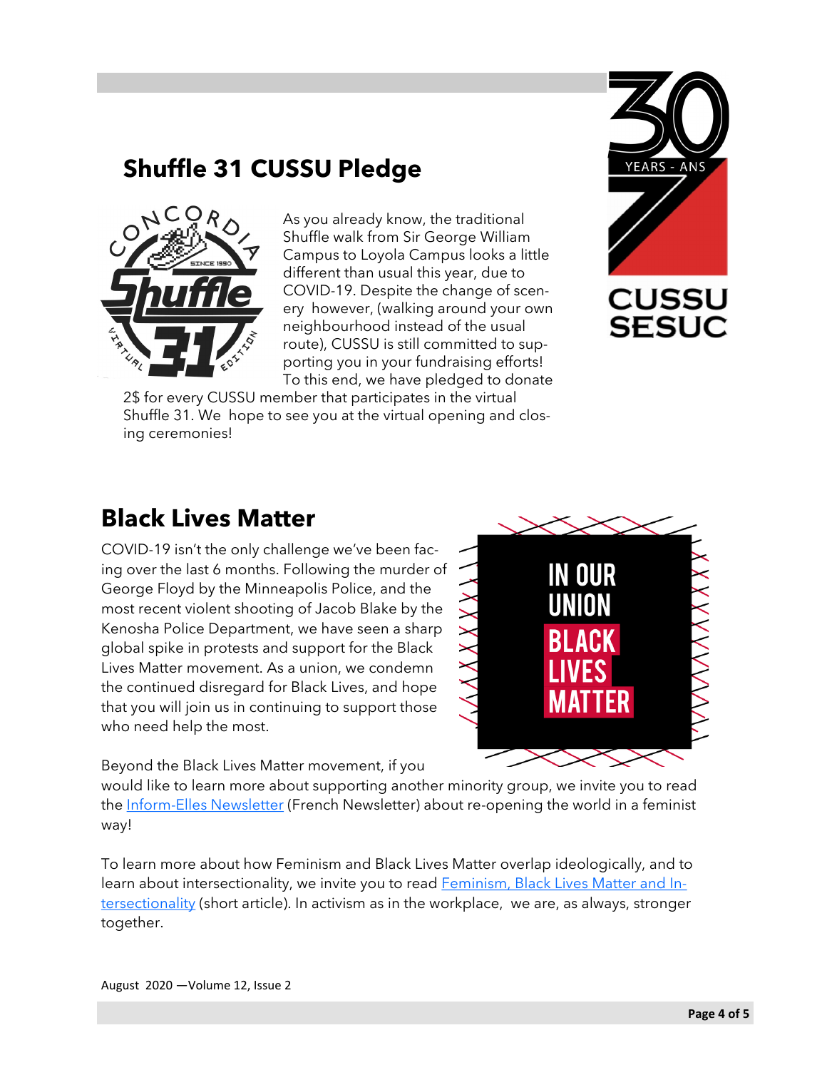## Shuffle 31 CUSSU Pledge

As you already know, the traditional Shuffle walk from Sir George William Campus to Loyola Campus looks a little different than usual this year, due to COVID-19. Despite the change of scenery however, (walking around your own neighbourhood instead of the usual route), CUSSU is still committed to supporting you in your fundraising efforts! To this end, we have pledged to donate 2$ for every CUSSU member that participates in the virtual Shuffle 31. We hope to see you at the virtual opening and closing ceremonies!

## Black Lives Matter

COVID-19 isn't the only challenge we've been facing over the last 6 months. Following the murder of George Floyd by the Minneapolis Police, and the most recent violent shooting of Jacob Blake by the Kenosha Police Department, we have seen a sharp global spike in protests and support for the Black Lives Matter movement. As a union, we condemn the continued disregard for Black Lives, and hope that you will join us in continuing to support those who need help the most.

Beyond the Black Lives Matter movement, if you would like to learn more about supporting another minority group, we invite you to read the Inform-Elles Newsletter (French Newsletter) about re-opening the world in a feminist way!

To learn more about how Feminism and Black Lives Matter overlap ideologically, and to learn about intersectionality, we invite you to read Feminism, Black Lives Matter and Intersectionality (short article). In activism as in the workplace, we are, as always, stronger together.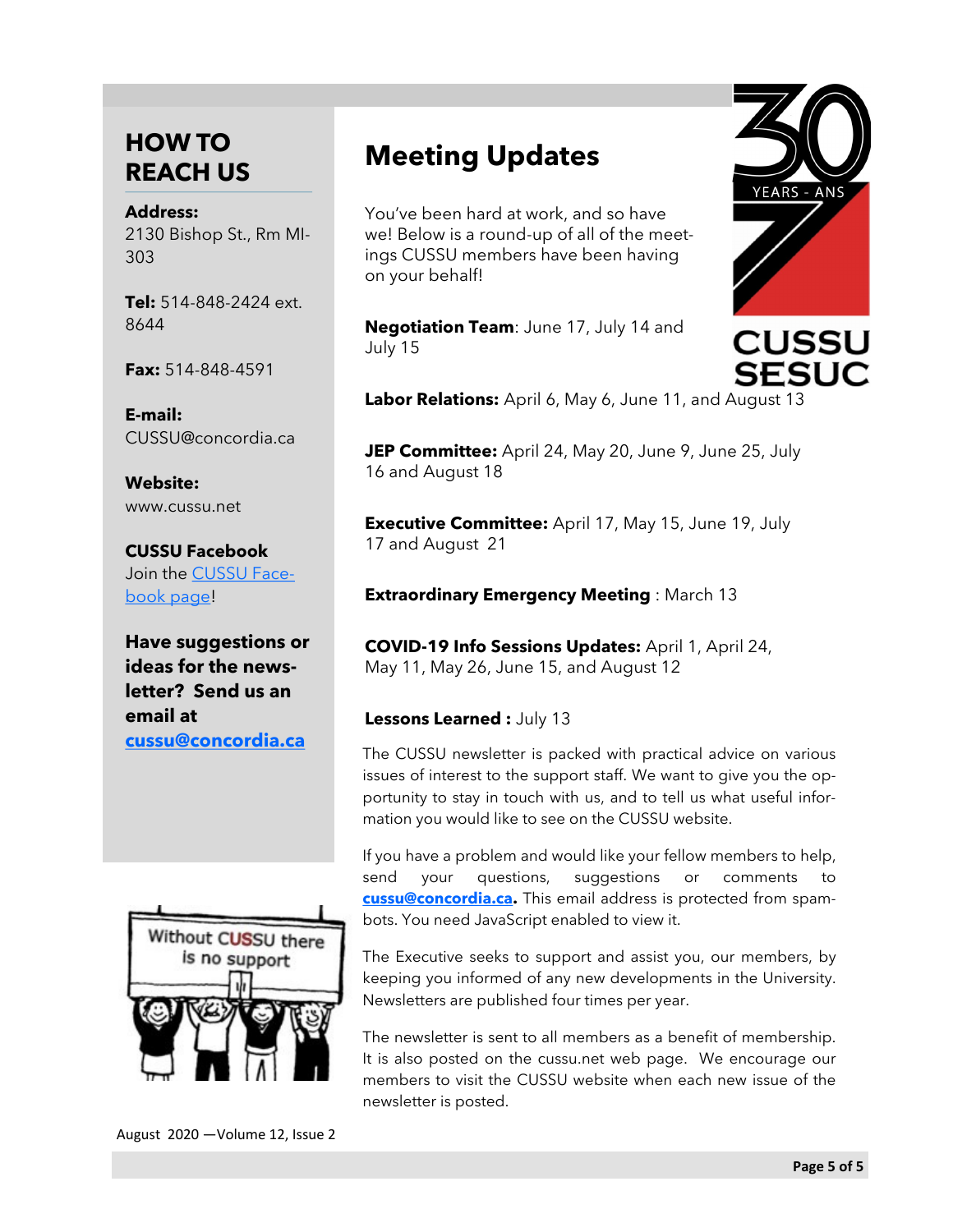## HOW TO REACH US

**Address:**
2130 Bishop St., Rm MI-303

**Tel:** 514-848-2424 ext. 8644

**Fax:** 514-848-4591

**E-mail:**
CUSSU@concordia.ca

**Website:**
www.cussu.net

**CUSSU Facebook**
Join the CUSSU Facebook page!

**Have suggestions or ideas for the newsletter? Send us an email at cussu@concordia.ca**

# Meeting Updates

You've been hard at work, and so have we! Below is a round-up of all of the meetings CUSSU members have been having on your behalf!

**Negotiation Team**: June 17, July 14 and July 15

**Labor Relations:** April 6, May 6, June 11, and August 13

**JEP Committee:** April 24, May 20, June 9, June 25, July 16 and August 18

**Executive Committee:** April 17, May 15, June 19, July 17 and August 21

**Extraordinary Emergency Meeting** : March 13

**COVID-19 Info Sessions Updates:** April 1, April 24, May 11, May 26, June 15, and August 12

**Lessons Learned :** July 13

The CUSSU newsletter is packed with practical advice on various issues of interest to the support staff. We want to give you the opportunity to stay in touch with us, and to tell us what useful information you would like to see on the CUSSU website.

If you have a problem and would like your fellow members to help, send your questions, suggestions or comments to **cussu@concordia.ca.** This email address is protected from spambots. You need JavaScript enabled to view it.

The Executive seeks to support and assist you, our members, by keeping you informed of any new developments in the University. Newsletters are published four times per year.

The newsletter is sent to all members as a benefit of membership. It is also posted on the cussu.net web page. We encourage our members to visit the CUSSU website when each new issue of the newsletter is posted.